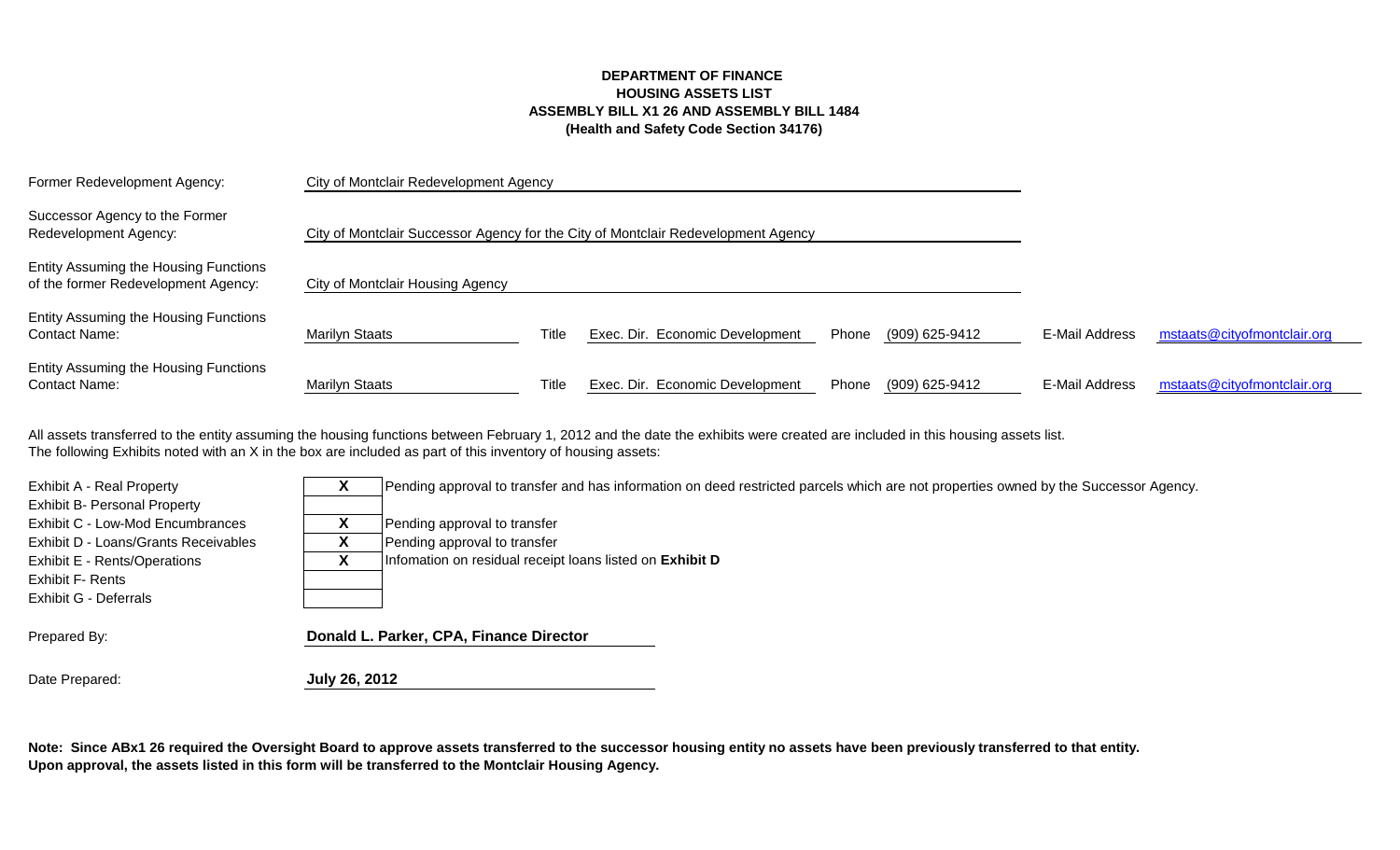**DEPARTMENT OF FINANCE**
**HOUSING ASSETS LIST**
**ASSEMBLY BILL X1 26 AND ASSEMBLY BILL 1484**
**(Health and Safety Code Section 34176)**

| | | | | | | | |
|---|---|---|---|---|---|---|---|
| Former Redevelopment Agency: | City of Montclair Redevelopment Agency | | | | | | |
| Successor Agency to the Former Redevelopment Agency: | City of Montclair Successor Agency for the City of Montclair Redevelopment Agency | | | | | | |
| Entity Assuming the Housing Functions of the former Redevelopment Agency: | City of Montclair Housing Agency | | | | | | |
| Entity Assuming the Housing Functions Contact Name: | Marilyn Staats | Title | Exec. Dir. Economic Development | Phone | (909) 625-9412 | E-Mail Address | mstaats@cityofmontclair.org |
| Entity Assuming the Housing Functions Contact Name: | Marilyn Staats | Title | Exec. Dir. Economic Development | Phone | (909) 625-9412 | E-Mail Address | mstaats@cityofmontclair.org |

All assets transferred to the entity assuming the housing functions between February 1, 2012 and the date the exhibits were created are included in this housing assets list.
The following Exhibits noted with an X in the box are included as part of this inventory of housing assets:

| Exhibit | Included | Notes |
|---|---|---|
| Exhibit A - Real Property | X | Pending approval to transfer and has information on deed restricted parcels which are not properties owned by the Successor Agency. |
| Exhibit B- Personal Property | | |
| Exhibit C - Low-Mod Encumbrances | X | Pending approval to transfer |
| Exhibit D - Loans/Grants Receivables | X | Pending approval to transfer |
| Exhibit E - Rents/Operations | X | Infomation on residual receipt loans listed on **Exhibit D** |
| Exhibit F- Rents | | |
| Exhibit G - Deferrals | | |

Prepared By: **Donald L. Parker, CPA, Finance Director**

Date Prepared: **July 26, 2012**

**Note: Since ABx1 26 required the Oversight Board to approve assets transferred to the successor housing entity no assets have been previously transferred to that entity. Upon approval, the assets listed in this form will be transferred to the Montclair Housing Agency.**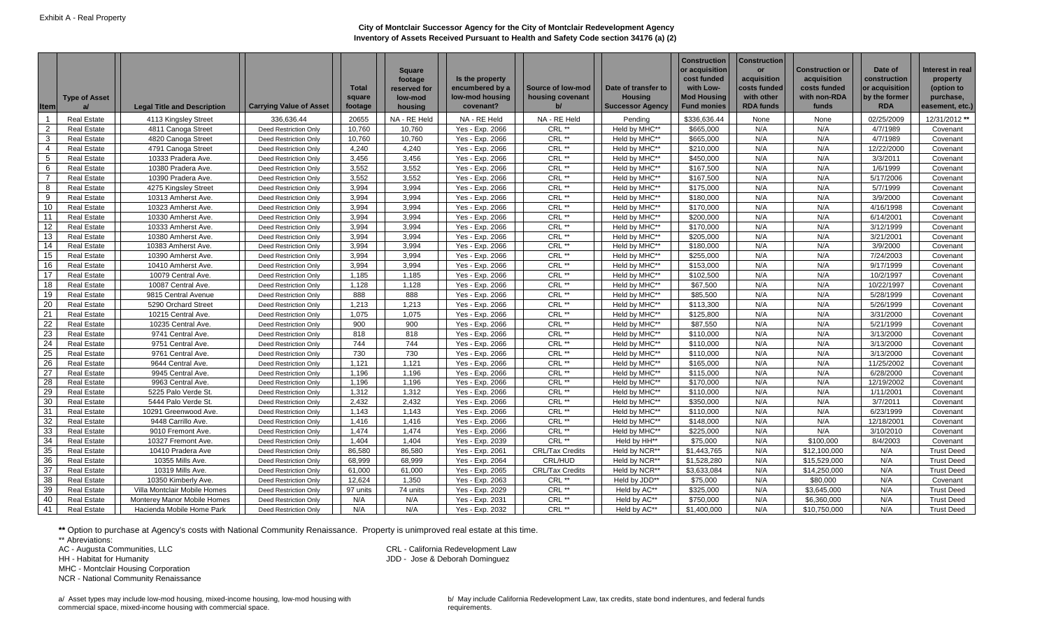Exhibit A - Real Property

# City of Montclair Successor Agency for the City of Montclair Redevelopment Agency

## Inventory of Assets Received Pursuant to Health and Safety Code section 34176 (a) (2)

| Item | Type of Asset a/ | Legal Title and Description | Carrying Value of Asset | Total square footage | Square footage reserved for low-mod housing | Is the property encumbered by a low-mod housing covenant? | Source of low-mod housing covenant b/ | Date of transfer to Housing Successor Agency | Construction or acquisition cost funded with Low-Mod Housing Fund monies | Construction or acquisition costs funded with other RDA funds | Construction or acquisition costs funded with non-RDA funds | Date of construction or acquisition by the former RDA | Interest in real property (option to purchase, easement, etc.) |
|---|---|---|---|---|---|---|---|---|---|---|---|---|---|
| 1 | Real Estate | 4113 Kingsley Street | 336,636.44 | 20655 | NA - RE Held | NA - RE Held | NA - RE Held | Pending | $336,636.44 | None | None | 02/25/2009 | 12/31/2012 ** |
| 2 | Real Estate | 4811 Canoga Street | Deed Restriction Only | 10,760 | 10,760 | Yes - Exp. 2066 | CRL ** | Held by MHC** | $665,000 | N/A | N/A | 4/7/1989 | Covenant |
| 3 | Real Estate | 4820 Canoga Street | Deed Restriction Only | 10,760 | 10,760 | Yes - Exp. 2066 | CRL ** | Held by MHC** | $665,000 | N/A | N/A | 4/7/1989 | Covenant |
| 4 | Real Estate | 4791 Canoga Street | Deed Restriction Only | 4,240 | 4,240 | Yes - Exp. 2066 | CRL ** | Held by MHC** | $210,000 | N/A | N/A | 12/22/2000 | Covenant |
| 5 | Real Estate | 10333 Pradera Ave. | Deed Restriction Only | 3,456 | 3,456 | Yes - Exp. 2066 | CRL ** | Held by MHC** | $450,000 | N/A | N/A | 3/3/2011 | Covenant |
| 6 | Real Estate | 10380 Pradera Ave. | Deed Restriction Only | 3,552 | 3,552 | Yes - Exp. 2066 | CRL ** | Held by MHC** | $167,500 | N/A | N/A | 1/6/1999 | Covenant |
| 7 | Real Estate | 10390 Pradera Ave. | Deed Restriction Only | 3,552 | 3,552 | Yes - Exp. 2066 | CRL ** | Held by MHC** | $167,500 | N/A | N/A | 5/17/2006 | Covenant |
| 8 | Real Estate | 4275 Kingsley Street | Deed Restriction Only | 3,994 | 3,994 | Yes - Exp. 2066 | CRL ** | Held by MHC** | $175,000 | N/A | N/A | 5/7/1999 | Covenant |
| 9 | Real Estate | 10313 Amherst Ave. | Deed Restriction Only | 3,994 | 3,994 | Yes - Exp. 2066 | CRL ** | Held by MHC** | $180,000 | N/A | N/A | 3/9/2000 | Covenant |
| 10 | Real Estate | 10323 Amherst Ave. | Deed Restriction Only | 3,994 | 3,994 | Yes - Exp. 2066 | CRL ** | Held by MHC** | $170,000 | N/A | N/A | 4/16/1998 | Covenant |
| 11 | Real Estate | 10330 Amherst Ave. | Deed Restriction Only | 3,994 | 3,994 | Yes - Exp. 2066 | CRL ** | Held by MHC** | $200,000 | N/A | N/A | 6/14/2001 | Covenant |
| 12 | Real Estate | 10333 Amherst Ave. | Deed Restriction Only | 3,994 | 3,994 | Yes - Exp. 2066 | CRL ** | Held by MHC** | $170,000 | N/A | N/A | 3/12/1999 | Covenant |
| 13 | Real Estate | 10380 Amherst Ave. | Deed Restriction Only | 3,994 | 3,994 | Yes - Exp. 2066 | CRL ** | Held by MHC** | $205,000 | N/A | N/A | 3/21/2001 | Covenant |
| 14 | Real Estate | 10383 Amherst Ave. | Deed Restriction Only | 3,994 | 3,994 | Yes - Exp. 2066 | CRL ** | Held by MHC** | $180,000 | N/A | N/A | 3/9/2000 | Covenant |
| 15 | Real Estate | 10390 Amherst Ave. | Deed Restriction Only | 3,994 | 3,994 | Yes - Exp. 2066 | CRL ** | Held by MHC** | $255,000 | N/A | N/A | 7/24/2003 | Covenant |
| 16 | Real Estate | 10410 Amherst Ave. | Deed Restriction Only | 3,994 | 3,994 | Yes - Exp. 2066 | CRL ** | Held by MHC** | $153,000 | N/A | N/A | 9/17/1999 | Covenant |
| 17 | Real Estate | 10079 Central Ave. | Deed Restriction Only | 1,185 | 1,185 | Yes - Exp. 2066 | CRL ** | Held by MHC** | $102,500 | N/A | N/A | 10/2/1997 | Covenant |
| 18 | Real Estate | 10087 Central Ave. | Deed Restriction Only | 1,128 | 1,128 | Yes - Exp. 2066 | CRL ** | Held by MHC** | $67,500 | N/A | N/A | 10/22/1997 | Covenant |
| 19 | Real Estate | 9815 Central Avenue | Deed Restriction Only | 888 | 888 | Yes - Exp. 2066 | CRL ** | Held by MHC** | $85,500 | N/A | N/A | 5/28/1999 | Covenant |
| 20 | Real Estate | 5290 Orchard Street | Deed Restriction Only | 1,213 | 1,213 | Yes - Exp. 2066 | CRL ** | Held by MHC** | $113,300 | N/A | N/A | 5/26/1999 | Covenant |
| 21 | Real Estate | 10215 Central Ave. | Deed Restriction Only | 1,075 | 1,075 | Yes - Exp. 2066 | CRL ** | Held by MHC** | $125,800 | N/A | N/A | 3/31/2000 | Covenant |
| 22 | Real Estate | 10235 Central Ave. | Deed Restriction Only | 900 | 900 | Yes - Exp. 2066 | CRL ** | Held by MHC** | $87,550 | N/A | N/A | 5/21/1999 | Covenant |
| 23 | Real Estate | 9741 Central Ave. | Deed Restriction Only | 818 | 818 | Yes - Exp. 2066 | CRL ** | Held by MHC** | $110,000 | N/A | N/A | 3/13/2000 | Covenant |
| 24 | Real Estate | 9751 Central Ave. | Deed Restriction Only | 744 | 744 | Yes - Exp. 2066 | CRL ** | Held by MHC** | $110,000 | N/A | N/A | 3/13/2000 | Covenant |
| 25 | Real Estate | 9761 Central Ave. | Deed Restriction Only | 730 | 730 | Yes - Exp. 2066 | CRL ** | Held by MHC** | $110,000 | N/A | N/A | 3/13/2000 | Covenant |
| 26 | Real Estate | 9644 Central Ave. | Deed Restriction Only | 1,121 | 1,121 | Yes - Exp. 2066 | CRL ** | Held by MHC** | $165,000 | N/A | N/A | 11/25/2002 | Covenant |
| 27 | Real Estate | 9945 Central Ave. | Deed Restriction Only | 1,196 | 1,196 | Yes - Exp. 2066 | CRL ** | Held by MHC** | $115,000 | N/A | N/A | 6/28/2000 | Covenant |
| 28 | Real Estate | 9963 Central Ave. | Deed Restriction Only | 1,196 | 1,196 | Yes - Exp. 2066 | CRL ** | Held by MHC** | $170,000 | N/A | N/A | 12/19/2002 | Covenant |
| 29 | Real Estate | 5225 Palo Verde St. | Deed Restriction Only | 1,312 | 1,312 | Yes - Exp. 2066 | CRL ** | Held by MHC** | $110,000 | N/A | N/A | 1/11/2001 | Covenant |
| 30 | Real Estate | 5444 Palo Verde St. | Deed Restriction Only | 2,432 | 2,432 | Yes - Exp. 2066 | CRL ** | Held by MHC** | $350,000 | N/A | N/A | 3/7/2011 | Covenant |
| 31 | Real Estate | 10291 Greenwood Ave. | Deed Restriction Only | 1,143 | 1,143 | Yes - Exp. 2066 | CRL ** | Held by MHC** | $110,000 | N/A | N/A | 6/23/1999 | Covenant |
| 32 | Real Estate | 9448 Carrillo Ave. | Deed Restriction Only | 1,416 | 1,416 | Yes - Exp. 2066 | CRL ** | Held by MHC** | $148,000 | N/A | N/A | 12/18/2001 | Covenant |
| 33 | Real Estate | 9010 Fremont Ave. | Deed Restriction Only | 1,474 | 1,474 | Yes - Exp. 2066 | CRL ** | Held by MHC** | $225,000 | N/A | N/A | 3/10/2010 | Covenant |
| 34 | Real Estate | 10327 Fremont Ave. | Deed Restriction Only | 1,404 | 1,404 | Yes - Exp. 2039 | CRL ** | Held by HH** | $75,000 | N/A | $100,000 | 8/4/2003 | Covenant |
| 35 | Real Estate | 10410 Pradera Ave | Deed Restriction Only | 86,580 | 86,580 | Yes - Exp. 2061 | CRL/Tax Credits | Held by NCR** | $1,443,765 | N/A | $12,100,000 | N/A | Trust Deed |
| 36 | Real Estate | 10355 Mills Ave. | Deed Restriction Only | 68,999 | 68,999 | Yes - Exp. 2064 | CRL/HUD | Held by NCR** | $1,528,280 | N/A | $15,529,000 | N/A | Trust Deed |
| 37 | Real Estate | 10319 Mills Ave. | Deed Restriction Only | 61,000 | 61,000 | Yes - Exp. 2065 | CRL/Tax Credits | Held by NCR** | $3,633,084 | N/A | $14,250,000 | N/A | Trust Deed |
| 38 | Real Estate | 10350 Kimberly Ave. | Deed Restriction Only | 12,624 | 1,350 | Yes - Exp. 2063 | CRL ** | Held by JDD** | $75,000 | N/A | $80,000 | N/A | Covenant |
| 39 | Real Estate | Villa Montclair Mobile Homes | Deed Restriction Only | 97 units | 74 units | Yes - Exp. 2029 | CRL ** | Held by AC** | $325,000 | N/A | $3,645,000 | N/A | Trust Deed |
| 40 | Real Estate | Monterey Manor Mobile Homes | Deed Restriction Only | N/A | N/A | Yes - Exp. 2031 | CRL ** | Held by AC** | $750,000 | N/A | $6,360,000 | N/A | Trust Deed |
| 41 | Real Estate | Hacienda Mobile Home Park | Deed Restriction Only | N/A | N/A | Yes - Exp. 2032 | CRL ** | Held by AC** | $1,400,000 | N/A | $10,750,000 | N/A | Trust Deed |

**\*\*** Option to purchase at Agency's costs with National Community Renaissance. Property is unimproved real estate at this time.

** Abreviations:

AC - Augusta Communities, LLC
HH - Habitat for Humanity
MHC - Montclair Housing Corporation
NCR - National Community Renaissance

CRL - California Redevelopment Law
JDD - Jose & Deborah Dominguez

a/ Asset types may include low-mod housing, mixed-income housing, low-mod housing with commercial space, mixed-income housing with commercial space.

b/ May include California Redevelopment Law, tax credits, state bond indentures, and federal funds requirements.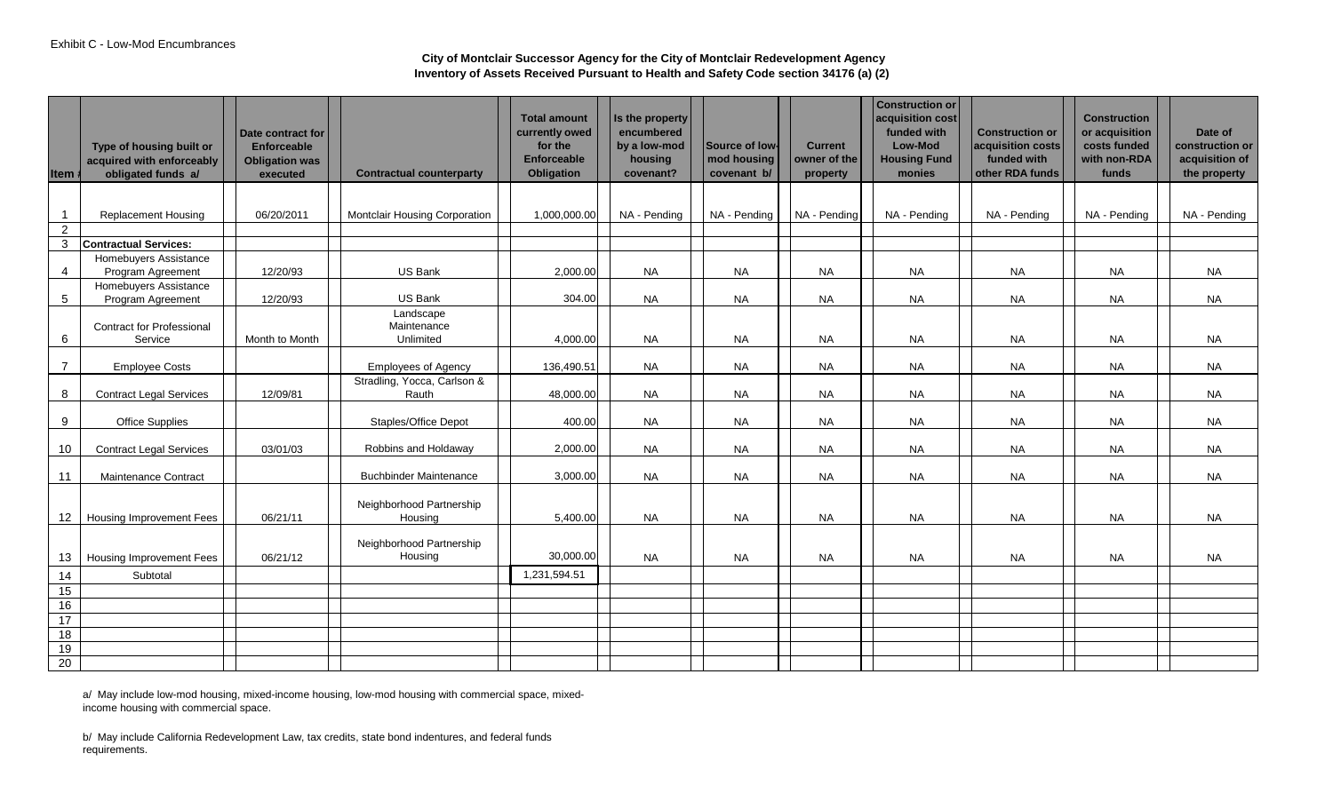Exhibit C - Low-Mod Encumbrances

**City of Montclair Successor Agency for the City of Montclair Redevelopment Agency**
**Inventory of Assets Received Pursuant to Health and Safety Code section 34176 (a) (2)**

| Item # | Type of housing built or acquired with enforceably obligated funds a/ | Date contract for Enforceable Obligation was executed | Contractual counterparty | Total amount currently owed for the Enforceable Obligation | Is the property encumbered by a low-mod housing covenant? | Source of low-mod housing covenant b/ | Current owner of the property | Construction or acquisition cost funded with Low-Mod Housing Fund monies | Construction or acquisition costs funded with other RDA funds | Construction or acquisition costs funded with non-RDA funds | Date of construction or acquisition of the property |
|---|---|---|---|---|---|---|---|---|---|---|---|
| 1 | Replacement Housing | 06/20/2011 | Montclair Housing Corporation | 1,000,000.00 | NA - Pending | NA - Pending | NA - Pending | NA - Pending | NA - Pending | NA - Pending | NA - Pending |
| 2 | | | | | | | | | | | |
| 3 | **Contractual Services:** | | | | | | | | | | |
| 4 | Homebuyers Assistance Program Agreement | 12/20/93 | US Bank | 2,000.00 | NA | NA | NA | NA | NA | NA | NA |
| 5 | Homebuyers Assistance Program Agreement | 12/20/93 | US Bank | 304.00 | NA | NA | NA | NA | NA | NA | NA |
| 6 | Contract for Professional Service | Month to Month | Landscape Maintenance Unlimited | 4,000.00 | NA | NA | NA | NA | NA | NA | NA |
| 7 | Employee Costs | | Employees of Agency | 136,490.51 | NA | NA | NA | NA | NA | NA | NA |
| 8 | Contract Legal Services | 12/09/81 | Stradling, Yocca, Carlson & Rauth | 48,000.00 | NA | NA | NA | NA | NA | NA | NA |
| 9 | Office Supplies | | Staples/Office Depot | 400.00 | NA | NA | NA | NA | NA | NA | NA |
| 10 | Contract Legal Services | 03/01/03 | Robbins and Holdaway | 2,000.00 | NA | NA | NA | NA | NA | NA | NA |
| 11 | Maintenance Contract | | Buchbinder Maintenance | 3,000.00 | NA | NA | NA | NA | NA | NA | NA |
| 12 | Housing Improvement Fees | 06/21/11 | Neighborhood Partnership Housing | 5,400.00 | NA | NA | NA | NA | NA | NA | NA |
| 13 | Housing Improvement Fees | 06/21/12 | Neighborhood Partnership Housing | 30,000.00 | NA | NA | NA | NA | NA | NA | NA |
| 14 | Subtotal | | | 1,231,594.51 | | | | | | | |
| 15 | | | | | | | | | | | |
| 16 | | | | | | | | | | | |
| 17 | | | | | | | | | | | |
| 18 | | | | | | | | | | | |
| 19 | | | | | | | | | | | |
| 20 | | | | | | | | | | | |

a/ May include low-mod housing, mixed-income housing, low-mod housing with commercial space, mixed-income housing with commercial space.

b/ May include California Redevelopment Law, tax credits, state bond indentures, and federal funds requirements.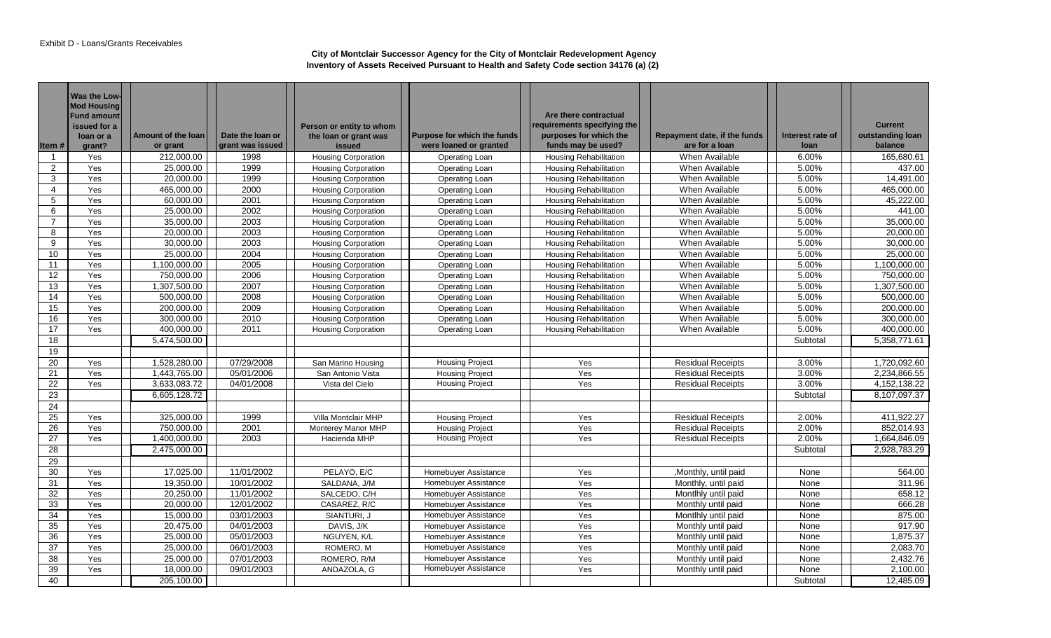Exhibit D - Loans/Grants Receivables

**City of Montclair Successor Agency for the City of Montclair Redevelopment Agency**
**Inventory of Assets Received Pursuant to Health and Safety Code section 34176 (a) (2)**

| Item # | Was the Low-Mod Housing Fund amount issued for a loan or a grant? | Amount of the loan or grant | Date the loan or grant was issued | Person or entity to whom the loan or grant was issued | Purpose for which the funds were loaned or granted | Are there contractual requirements specifying the purposes for which the funds may be used? | Repayment date, if the funds are for a loan | Interest rate of loan | Current outstanding loan balance |
|---|---|---|---|---|---|---|---|---|---|
| 1 | Yes | 212,000.00 | 1998 | Housing Corporation | Operating Loan | Housing Rehabilitation | When Available | 6.00% | 165,680.61 |
| 2 | Yes | 25,000.00 | 1999 | Housing Corporation | Operating Loan | Housing Rehabilitation | When Available | 5.00% | 437.00 |
| 3 | Yes | 20,000.00 | 1999 | Housing Corporation | Operating Loan | Housing Rehabilitation | When Available | 5.00% | 14,491.00 |
| 4 | Yes | 465,000.00 | 2000 | Housing Corporation | Operating Loan | Housing Rehabilitation | When Available | 5.00% | 465,000.00 |
| 5 | Yes | 60,000.00 | 2001 | Housing Corporation | Operating Loan | Housing Rehabilitation | When Available | 5.00% | 45,222.00 |
| 6 | Yes | 25,000.00 | 2002 | Housing Corporation | Operating Loan | Housing Rehabilitation | When Available | 5.00% | 441.00 |
| 7 | Yes | 35,000.00 | 2003 | Housing Corporation | Operating Loan | Housing Rehabilitation | When Available | 5.00% | 35,000.00 |
| 8 | Yes | 20,000.00 | 2003 | Housing Corporation | Operating Loan | Housing Rehabilitation | When Available | 5.00% | 20,000.00 |
| 9 | Yes | 30,000.00 | 2003 | Housing Corporation | Operating Loan | Housing Rehabilitation | When Available | 5.00% | 30,000.00 |
| 10 | Yes | 25,000.00 | 2004 | Housing Corporation | Operating Loan | Housing Rehabilitation | When Available | 5.00% | 25,000.00 |
| 11 | Yes | 1,100,000.00 | 2005 | Housing Corporation | Operating Loan | Housing Rehabilitation | When Available | 5.00% | 1,100,000.00 |
| 12 | Yes | 750,000.00 | 2006 | Housing Corporation | Operating Loan | Housing Rehabilitation | When Available | 5.00% | 750,000.00 |
| 13 | Yes | 1,307,500.00 | 2007 | Housing Corporation | Operating Loan | Housing Rehabilitation | When Available | 5.00% | 1,307,500.00 |
| 14 | Yes | 500,000.00 | 2008 | Housing Corporation | Operating Loan | Housing Rehabilitation | When Available | 5.00% | 500,000.00 |
| 15 | Yes | 200,000.00 | 2009 | Housing Corporation | Operating Loan | Housing Rehabilitation | When Available | 5.00% | 200,000.00 |
| 16 | Yes | 300,000.00 | 2010 | Housing Corporation | Operating Loan | Housing Rehabilitation | When Available | 5.00% | 300,000.00 |
| 17 | Yes | 400,000.00 | 2011 | Housing Corporation | Operating Loan | Housing Rehabilitation | When Available | 5.00% | 400,000.00 |
| 18 | | 5,474,500.00 | | | | | | Subtotal | 5,358,771.61 |
| 19 | | | | | | | | | |
| 20 | Yes | 1,528,280.00 | 07/29/2008 | San Marino Housing | Housing Project | Yes | Residual Receipts | 3.00% | 1,720,092.60 |
| 21 | Yes | 1,443,765.00 | 05/01/2006 | San Antonio Vista | Housing Project | Yes | Residual Receipts | 3.00% | 2,234,866.55 |
| 22 | Yes | 3,633,083.72 | 04/01/2008 | Vista del Cielo | Housing Project | Yes | Residual Receipts | 3.00% | 4,152,138.22 |
| 23 | | 6,605,128.72 | | | | | | Subtotal | 8,107,097.37 |
| 24 | | | | | | | | | |
| 25 | Yes | 325,000.00 | 1999 | Villa Montclair MHP | Housing Project | Yes | Residual Receipts | 2.00% | 411,922.27 |
| 26 | Yes | 750,000.00 | 2001 | Monterey Manor MHP | Housing Project | Yes | Residual Receipts | 2.00% | 852,014.93 |
| 27 | Yes | 1,400,000.00 | 2003 | Hacienda MHP | Housing Project | Yes | Residual Receipts | 2.00% | 1,664,846.09 |
| 28 | | 2,475,000.00 | | | | | | Subtotal | 2,928,783.29 |
| 29 | | | | | | | | | |
| 30 | Yes | 17,025.00 | 11/01/2002 | PELAYO, E/C | Homebuyer Assistance | Yes | ,Monthly, until paid | None | 564.00 |
| 31 | Yes | 19,350.00 | 10/01/2002 | SALDANA, J/M | Homebuyer Assistance | Yes | Monthly, until paid | None | 311.96 |
| 32 | Yes | 20,250.00 | 11/01/2002 | SALCEDO, C/H | Homebuyer Assistance | Yes | Montlhly until paid | None | 658.12 |
| 33 | Yes | 20,000.00 | 12/01/2002 | CASAREZ, R/C | Homebuyer Assistance | Yes | Monthly until paid | None | 666.28 |
| 34 | Yes | 15,000.00 | 03/01/2003 | SIANTURI, J | Homebuyer Assistance | Yes | Montlhly until paid | None | 875.00 |
| 35 | Yes | 20,475.00 | 04/01/2003 | DAVIS, J/K | Homebuyer Assistance | Yes | Monthly until paid | None | 917.90 |
| 36 | Yes | 25,000.00 | 05/01/2003 | NGUYEN, K/L | Homebuyer Assistance | Yes | Monthly until paid | None | 1,875.37 |
| 37 | Yes | 25,000.00 | 06/01/2003 | ROMERO, M | Homebuyer Assistance | Yes | Monthly until paid | None | 2,083.70 |
| 38 | Yes | 25,000.00 | 07/01/2003 | ROMERO, R/M | Homebuyer Assistance | Yes | Monthly until paid | None | 2,432.76 |
| 39 | Yes | 18,000.00 | 09/01/2003 | ANDAZOLA, G | Homebuyer Assistance | Yes | Monthly until paid | None | 2,100.00 |
| 40 | | 205,100.00 | | | | | | Subtotal | 12,485.09 |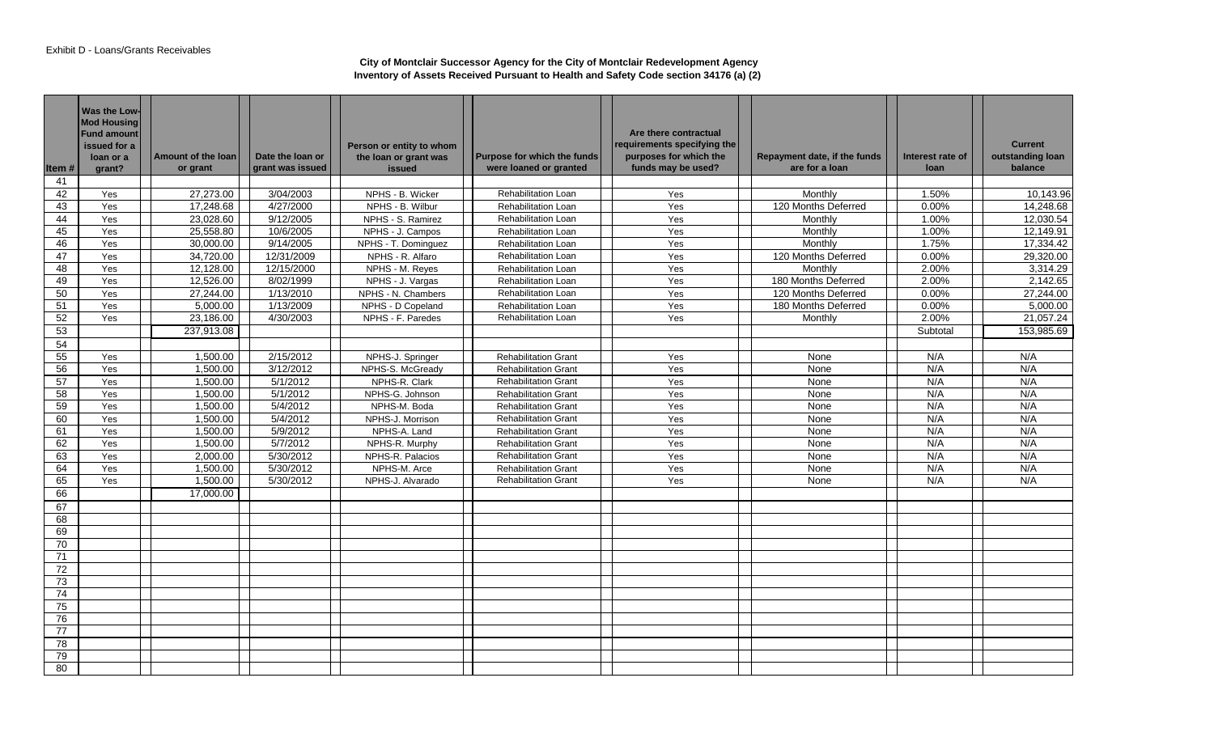Exhibit D - Loans/Grants Receivables

**City of Montclair Successor Agency for the City of Montclair Redevelopment Agency**
**Inventory of Assets Received Pursuant to Health and Safety Code section 34176 (a) (2)**

| Item # | Was the Low-Mod Housing Fund amount issued for a loan or a grant? | Amount of the loan or grant | Date the loan or grant was issued | Person or entity to whom the loan or grant was issued | Purpose for which the funds were loaned or granted | Are there contractual requirements specifying the purposes for which the funds may be used? | Repayment date, if the funds are for a loan | Interest rate of loan | Current outstanding loan balance |
|---|---|---|---|---|---|---|---|---|---|
| 41 | | | | | | | | | |
| 42 | Yes | 27,273.00 | 3/04/2003 | NPHS - B. Wicker | Rehabilitation Loan | Yes | Monthly | 1.50% | 10,143.96 |
| 43 | Yes | 17,248.68 | 4/27/2000 | NPHS - B. Wilbur | Rehabilitation Loan | Yes | 120 Months Deferred | 0.00% | 14,248.68 |
| 44 | Yes | 23,028.60 | 9/12/2005 | NPHS - S. Ramirez | Rehabilitation Loan | Yes | Monthly | 1.00% | 12,030.54 |
| 45 | Yes | 25,558.80 | 10/6/2005 | NPHS - J. Campos | Rehabilitation Loan | Yes | Monthly | 1.00% | 12,149.91 |
| 46 | Yes | 30,000.00 | 9/14/2005 | NPHS - T. Dominguez | Rehabilitation Loan | Yes | Monthly | 1.75% | 17,334.42 |
| 47 | Yes | 34,720.00 | 12/31/2009 | NPHS - R. Alfaro | Rehabilitation Loan | Yes | 120 Months Deferred | 0.00% | 29,320.00 |
| 48 | Yes | 12,128.00 | 12/15/2000 | NPHS - M. Reyes | Rehabilitation Loan | Yes | Monthly | 2.00% | 3,314.29 |
| 49 | Yes | 12,526.00 | 8/02/1999 | NPHS - J. Vargas | Rehabilitation Loan | Yes | 180 Months Deferred | 2.00% | 2,142.65 |
| 50 | Yes | 27,244.00 | 1/13/2010 | NPHS - N. Chambers | Rehabilitation Loan | Yes | 120 Months Deferred | 0.00% | 27,244.00 |
| 51 | Yes | 5,000.00 | 1/13/2009 | NPHS - D Copeland | Rehabilitation Loan | Yes | 180 Months Deferred | 0.00% | 5,000.00 |
| 52 | Yes | 23,186.00 | 4/30/2003 | NPHS - F. Paredes | Rehabilitation Loan | Yes | Monthly | 2.00% | 21,057.24 |
| 53 | | 237,913.08 | | | | | | Subtotal | 153,985.69 |
| 54 | | | | | | | | | |
| 55 | Yes | 1,500.00 | 2/15/2012 | NPHS-J. Springer | Rehabilitation Grant | Yes | None | N/A | N/A |
| 56 | Yes | 1,500.00 | 3/12/2012 | NPHS-S. McGready | Rehabilitation Grant | Yes | None | N/A | N/A |
| 57 | Yes | 1,500.00 | 5/1/2012 | NPHS-R. Clark | Rehabilitation Grant | Yes | None | N/A | N/A |
| 58 | Yes | 1,500.00 | 5/1/2012 | NPHS-G. Johnson | Rehabilitation Grant | Yes | None | N/A | N/A |
| 59 | Yes | 1,500.00 | 5/4/2012 | NPHS-M. Boda | Rehabilitation Grant | Yes | None | N/A | N/A |
| 60 | Yes | 1,500.00 | 5/4/2012 | NPHS-J. Morrison | Rehabilitation Grant | Yes | None | N/A | N/A |
| 61 | Yes | 1,500.00 | 5/9/2012 | NPHS-A. Land | Rehabilitation Grant | Yes | None | N/A | N/A |
| 62 | Yes | 1,500.00 | 5/7/2012 | NPHS-R. Murphy | Rehabilitation Grant | Yes | None | N/A | N/A |
| 63 | Yes | 2,000.00 | 5/30/2012 | NPHS-R. Palacios | Rehabilitation Grant | Yes | None | N/A | N/A |
| 64 | Yes | 1,500.00 | 5/30/2012 | NPHS-M. Arce | Rehabilitation Grant | Yes | None | N/A | N/A |
| 65 | Yes | 1,500.00 | 5/30/2012 | NPHS-J. Alvarado | Rehabilitation Grant | Yes | None | N/A | N/A |
| 66 | | 17,000.00 | | | | | | | |
| 67 | | | | | | | | | |
| 68 | | | | | | | | | |
| 69 | | | | | | | | | |
| 70 | | | | | | | | | |
| 71 | | | | | | | | | |
| 72 | | | | | | | | | |
| 73 | | | | | | | | | |
| 74 | | | | | | | | | |
| 75 | | | | | | | | | |
| 76 | | | | | | | | | |
| 77 | | | | | | | | | |
| 78 | | | | | | | | | |
| 79 | | | | | | | | | |
| 80 | | | | | | | | | |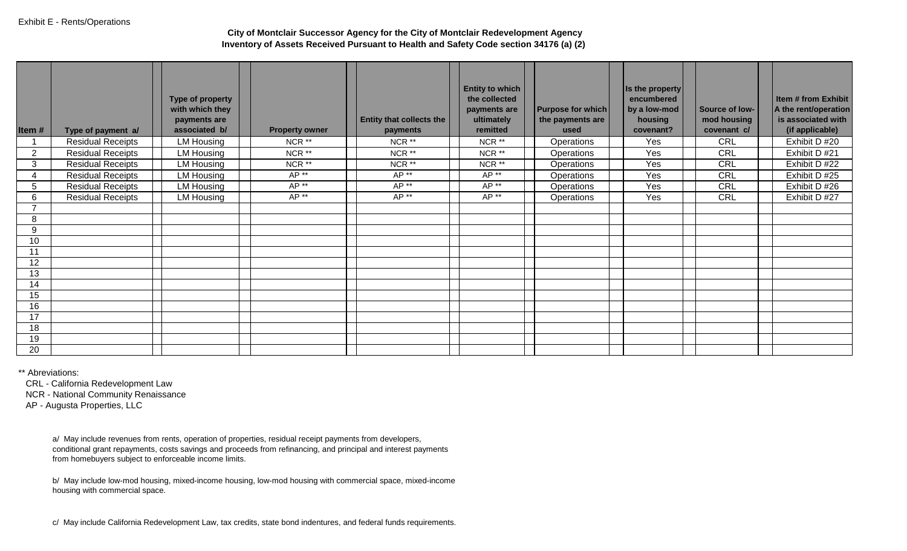Exhibit E - Rents/Operations

**City of Montclair Successor Agency for the City of Montclair Redevelopment Agency**
**Inventory of Assets Received Pursuant to Health and Safety Code section 34176 (a) (2)**

| Item # | Type of payment a/ | Type of property with which they payments are associated b/ | Property owner | Entity that collects the payments | Entity to which the collected payments are ultimately remitted | Purpose for which the payments are used | Is the property encumbered by a low-mod housing covenant? | Source of low-mod housing covenant c/ | Item # from Exhibit A the rent/operation is associated with (if applicable) |
|---|---|---|---|---|---|---|---|---|---|
| 1 | Residual Receipts | LM Housing | NCR ** | NCR ** | NCR ** | Operations | Yes | CRL | Exhibit D #20 |
| 2 | Residual Receipts | LM Housing | NCR ** | NCR ** | NCR ** | Operations | Yes | CRL | Exhibit D #21 |
| 3 | Residual Receipts | LM Housing | NCR ** | NCR ** | NCR ** | Operations | Yes | CRL | Exhibit D #22 |
| 4 | Residual Receipts | LM Housing | AP ** | AP ** | AP ** | Operations | Yes | CRL | Exhibit D #25 |
| 5 | Residual Receipts | LM Housing | AP ** | AP ** | AP ** | Operations | Yes | CRL | Exhibit D #26 |
| 6 | Residual Receipts | LM Housing | AP ** | AP ** | AP ** | Operations | Yes | CRL | Exhibit D #27 |
| 7 | | | | | | | | | |
| 8 | | | | | | | | | |
| 9 | | | | | | | | | |
| 10 | | | | | | | | | |
| 11 | | | | | | | | | |
| 12 | | | | | | | | | |
| 13 | | | | | | | | | |
| 14 | | | | | | | | | |
| 15 | | | | | | | | | |
| 16 | | | | | | | | | |
| 17 | | | | | | | | | |
| 18 | | | | | | | | | |
| 19 | | | | | | | | | |
| 20 | | | | | | | | | |

** Abreviations:
CRL - California Redevelopment Law
NCR - National Community Renaissance
AP - Augusta Properties, LLC

a/ May include revenues from rents, operation of properties, residual receipt payments from developers, conditional grant repayments, costs savings and proceeds from refinancing, and principal and interest payments from homebuyers subject to enforceable income limits.

b/ May include low-mod housing, mixed-income housing, low-mod housing with commercial space, mixed-income housing with commercial space.

c/ May include California Redevelopment Law, tax credits, state bond indentures, and federal funds requirements.